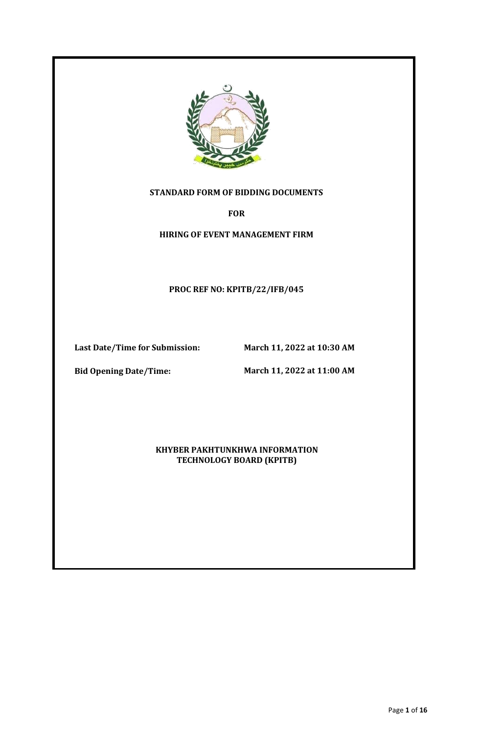**STANDARD FORM OF BIDDING DOCUMENTS**

**FOR**

**HIRING OF EVENT MANAGEMENT FIRM**

**PROC REF NO: KPITB/22/IFB/045**

| | |
|---|---|
| **Last Date/Time for Submission:** | **March 11, 2022 at 10:30 AM** |
| **Bid Opening Date/Time:** | **March 11, 2022 at 11:00 AM** |

**KHYBER PAKHTUNKHWA INFORMATION TECHNOLOGY BOARD (KPITB)**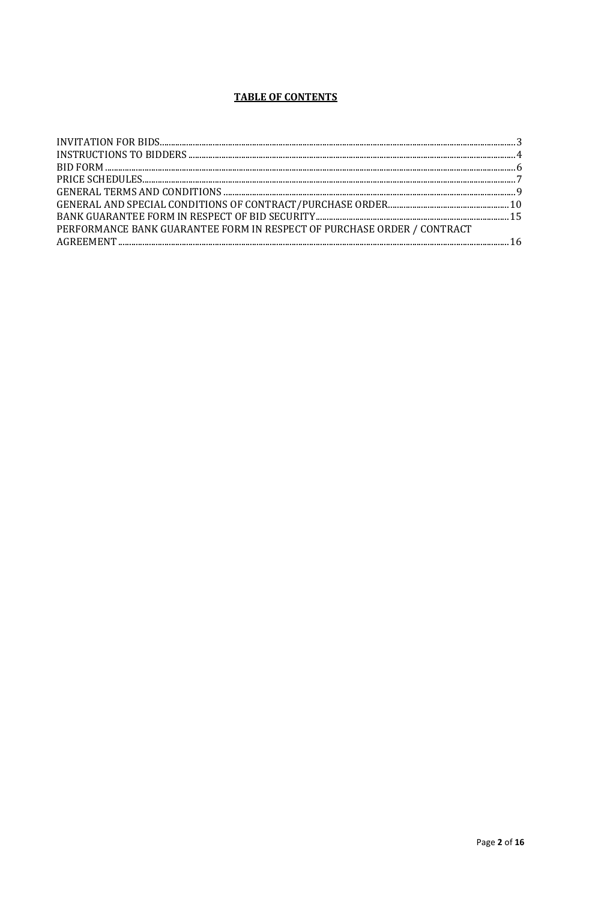# **TABLE OF CONTENTS**

INVITATION FOR BIDS........................................................................................................................................................3
INSTRUCTIONS TO BIDDERS .............................................................................................................................................4
BID FORM .........................................................................................................................................................................................6
PRICE SCHEDULES....................................................................................................................................................................7
GENERAL TERMS AND CONDITIONS ................................................................................................................................9
GENERAL AND SPECIAL CONDITIONS OF CONTRACT/PURCHASE ORDER....................................................10
BANK GUARANTEE FORM IN RESPECT OF BID SECURITY......................................................................................15
PERFORMANCE BANK GUARANTEE FORM IN RESPECT OF PURCHASE ORDER / CONTRACT AGREEMENT .......................................................................................................................................................................16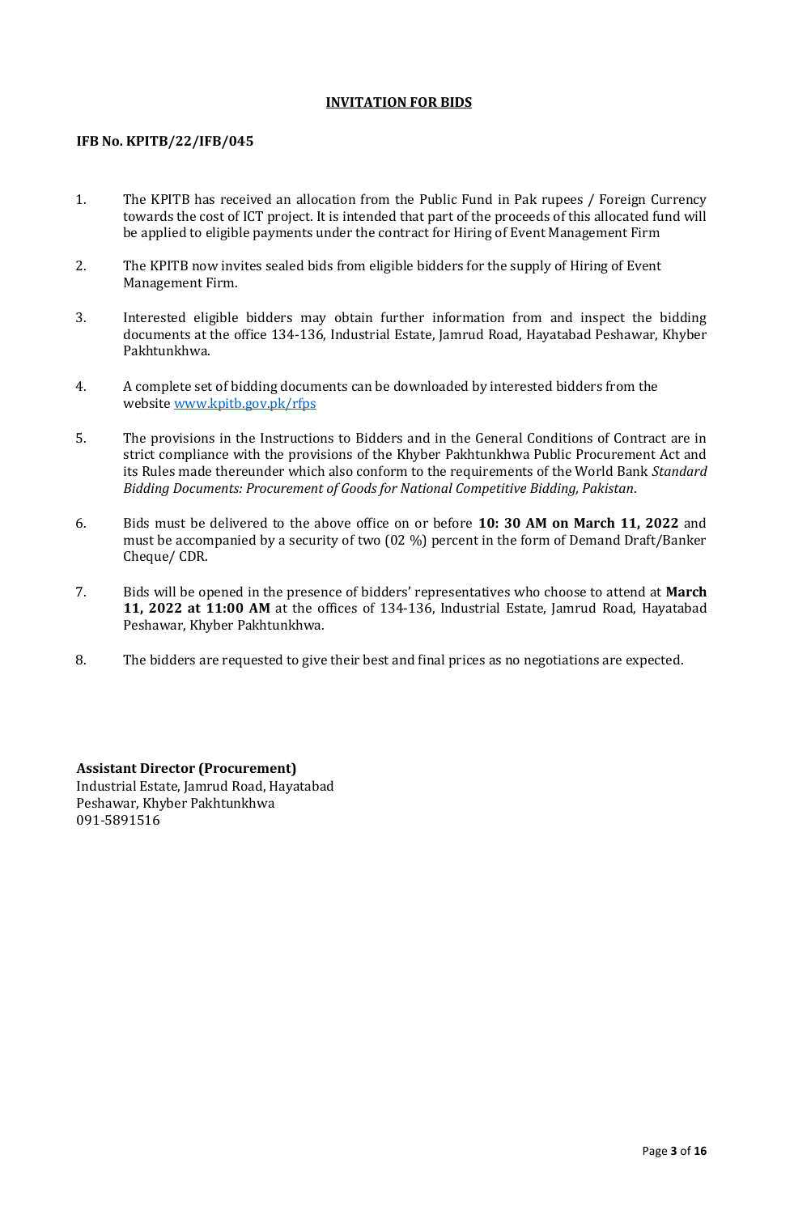# INVITATION FOR BIDS

**IFB No. KPITB/22/IFB/045**

1. The KPITB has received an allocation from the Public Fund in Pak rupees / Foreign Currency towards the cost of ICT project. It is intended that part of the proceeds of this allocated fund will be applied to eligible payments under the contract for Hiring of Event Management Firm

2. The KPITB now invites sealed bids from eligible bidders for the supply of Hiring of Event Management Firm.

3. Interested eligible bidders may obtain further information from and inspect the bidding documents at the office 134-136, Industrial Estate, Jamrud Road, Hayatabad Peshawar, Khyber Pakhtunkhwa.

4. A complete set of bidding documents can be downloaded by interested bidders from the website [www.kpitb.gov.pk/rfps](http://www.kpitb.gov.pk/rfps)

5. The provisions in the Instructions to Bidders and in the General Conditions of Contract are in strict compliance with the provisions of the Khyber Pakhtunkhwa Public Procurement Act and its Rules made thereunder which also conform to the requirements of the World Bank *Standard Bidding Documents: Procurement of Goods for National Competitive Bidding, Pakistan*.

6. Bids must be delivered to the above office on or before **10: 30 AM on March 11, 2022** and must be accompanied by a security of two (02 %) percent in the form of Demand Draft/Banker Cheque/ CDR.

7. Bids will be opened in the presence of bidders' representatives who choose to attend at **March 11, 2022 at 11:00 AM** at the offices of 134-136, Industrial Estate, Jamrud Road, Hayatabad Peshawar, Khyber Pakhtunkhwa.

8. The bidders are requested to give their best and final prices as no negotiations are expected.

**Assistant Director (Procurement)**
Industrial Estate, Jamrud Road, Hayatabad
Peshawar, Khyber Pakhtunkhwa
091-5891516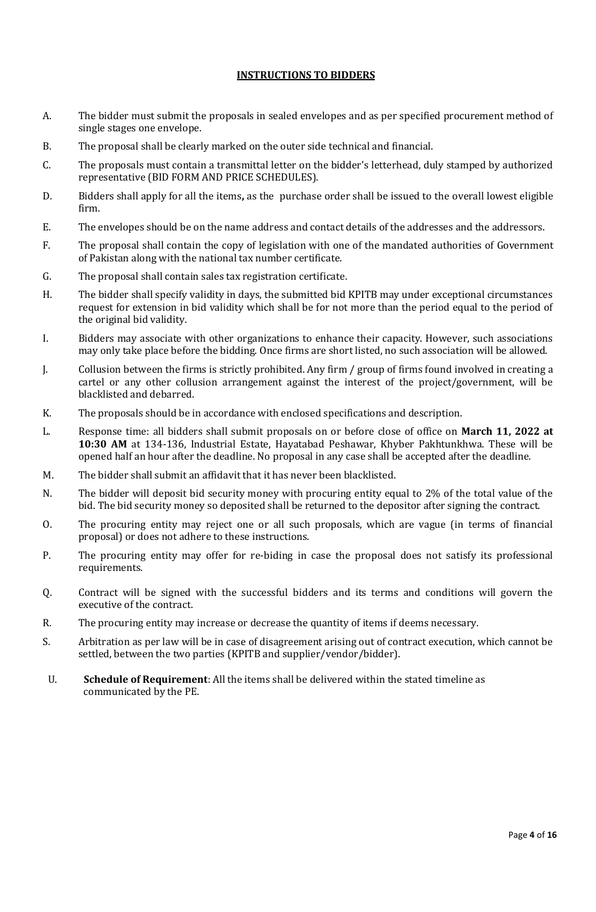## INSTRUCTIONS TO BIDDERS

A. The bidder must submit the proposals in sealed envelopes and as per specified procurement method of single stages one envelope.

B. The proposal shall be clearly marked on the outer side technical and financial.

C. The proposals must contain a transmittal letter on the bidder's letterhead, duly stamped by authorized representative (BID FORM AND PRICE SCHEDULES).

D. Bidders shall apply for all the items**,** as the purchase order shall be issued to the overall lowest eligible firm.

E. The envelopes should be on the name address and contact details of the addresses and the addressors.

F. The proposal shall contain the copy of legislation with one of the mandated authorities of Government of Pakistan along with the national tax number certificate.

G. The proposal shall contain sales tax registration certificate.

H. The bidder shall specify validity in days, the submitted bid KPITB may under exceptional circumstances request for extension in bid validity which shall be for not more than the period equal to the period of the original bid validity.

I. Bidders may associate with other organizations to enhance their capacity. However, such associations may only take place before the bidding. Once firms are short listed, no such association will be allowed.

J. Collusion between the firms is strictly prohibited. Any firm / group of firms found involved in creating a cartel or any other collusion arrangement against the interest of the project/government, will be blacklisted and debarred.

K. The proposals should be in accordance with enclosed specifications and description.

L. Response time: all bidders shall submit proposals on or before close of office on **March 11, 2022 at 10:30 AM** at 134-136, Industrial Estate, Hayatabad Peshawar, Khyber Pakhtunkhwa. These will be opened half an hour after the deadline. No proposal in any case shall be accepted after the deadline.

M. The bidder shall submit an affidavit that it has never been blacklisted.

N. The bidder will deposit bid security money with procuring entity equal to 2% of the total value of the bid. The bid security money so deposited shall be returned to the depositor after signing the contract.

O. The procuring entity may reject one or all such proposals, which are vague (in terms of financial proposal) or does not adhere to these instructions.

P. The procuring entity may offer for re-biding in case the proposal does not satisfy its professional requirements.

Q. Contract will be signed with the successful bidders and its terms and conditions will govern the executive of the contract.

R. The procuring entity may increase or decrease the quantity of items if deems necessary.

S. Arbitration as per law will be in case of disagreement arising out of contract execution, which cannot be settled, between the two parties (KPITB and supplier/vendor/bidder).

U. **Schedule of Requirement**: All the items shall be delivered within the stated timeline as communicated by the PE.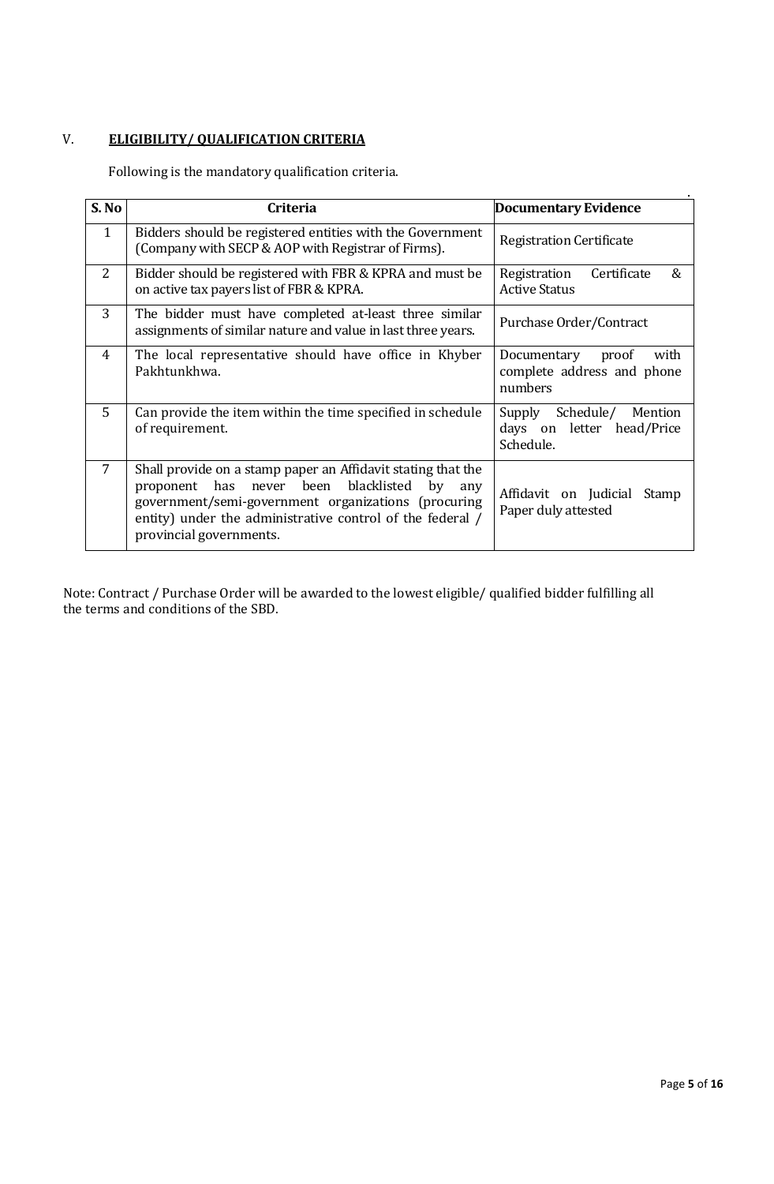V. **ELIGIBILITY/ QUALIFICATION CRITERIA**

Following is the mandatory qualification criteria.

| S. No | Criteria | Documentary Evidence |
|---|---|---|
| 1 | Bidders should be registered entities with the Government (Company with SECP & AOP with Registrar of Firms). | Registration Certificate |
| 2 | Bidder should be registered with FBR & KPRA and must be on active tax payers list of FBR & KPRA. | Registration Certificate & Active Status |
| 3 | The bidder must have completed at-least three similar assignments of similar nature and value in last three years. | Purchase Order/Contract |
| 4 | The local representative should have office in Khyber Pakhtunkhwa. | Documentary proof with complete address and phone numbers |
| 5 | Can provide the item within the time specified in schedule of requirement. | Supply Schedule/ Mention days on letter head/Price Schedule. |
| 7 | Shall provide on a stamp paper an Affidavit stating that the proponent has never been blacklisted by any government/semi-government organizations (procuring entity) under the administrative control of the federal / provincial governments. | Affidavit on Judicial Stamp Paper duly attested |

Note: Contract / Purchase Order will be awarded to the lowest eligible/ qualified bidder fulfilling all the terms and conditions of the SBD.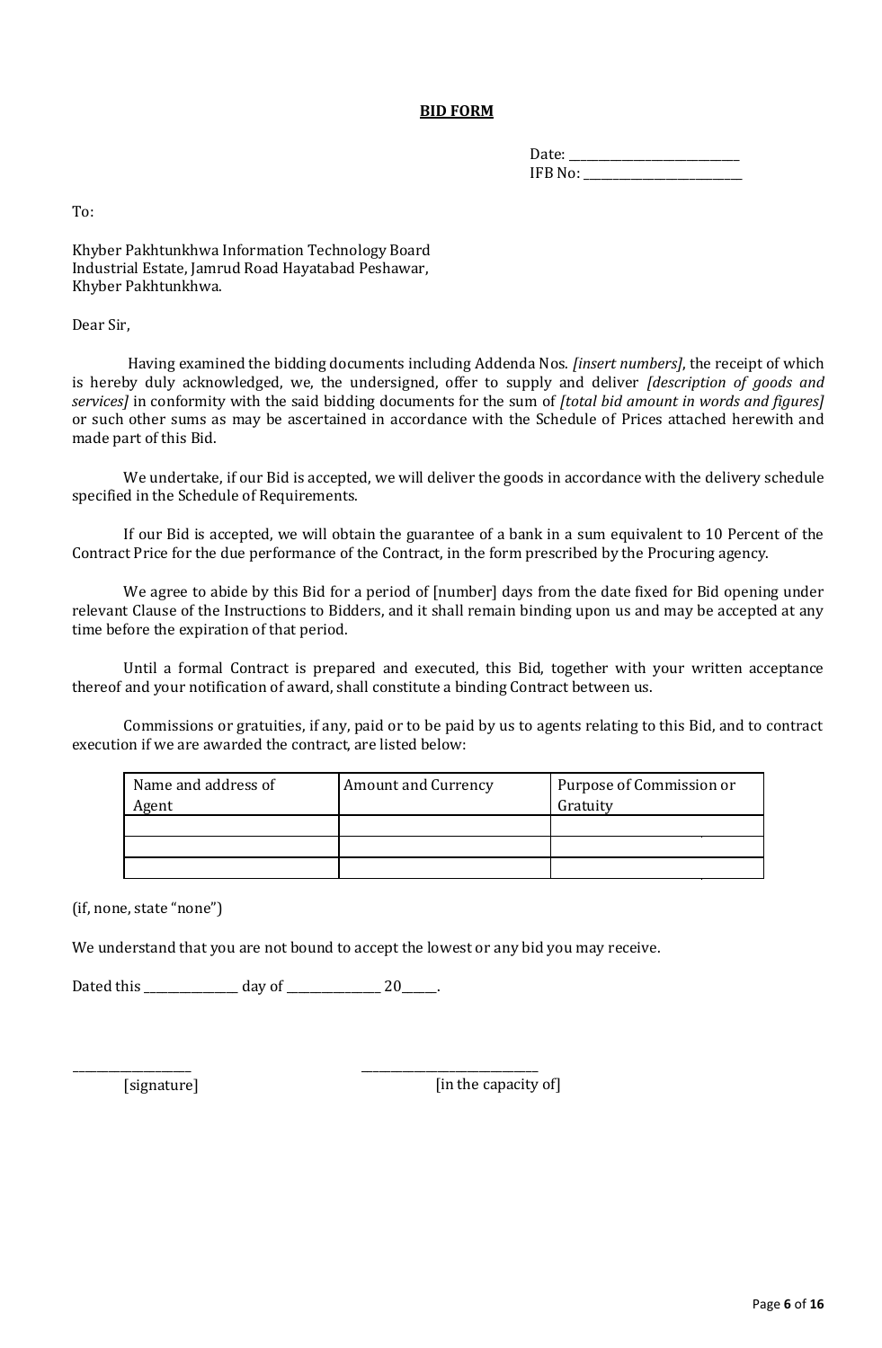**BID FORM**

Date: ___________________________
IFB No: __________________________

To:

Khyber Pakhtunkhwa Information Technology Board
Industrial Estate, Jamrud Road Hayatabad Peshawar,
Khyber Pakhtunkhwa.

Dear Sir,

Having examined the bidding documents including Addenda Nos. *[insert numbers]*, the receipt of which is hereby duly acknowledged, we, the undersigned, offer to supply and deliver *[description of goods and services]* in conformity with the said bidding documents for the sum of *[total bid amount in words and figures]* or such other sums as may be ascertained in accordance with the Schedule of Prices attached herewith and made part of this Bid.

We undertake, if our Bid is accepted, we will deliver the goods in accordance with the delivery schedule specified in the Schedule of Requirements.

If our Bid is accepted, we will obtain the guarantee of a bank in a sum equivalent to 10 Percent of the Contract Price for the due performance of the Contract, in the form prescribed by the Procuring agency.

We agree to abide by this Bid for a period of [number] days from the date fixed for Bid opening under relevant Clause of the Instructions to Bidders, and it shall remain binding upon us and may be accepted at any time before the expiration of that period.

Until a formal Contract is prepared and executed, this Bid, together with your written acceptance thereof and your notification of award, shall constitute a binding Contract between us.

Commissions or gratuities, if any, paid or to be paid by us to agents relating to this Bid, and to contract execution if we are awarded the contract, are listed below:

| Name and address of Agent | Amount and Currency | Purpose of Commission or Gratuity |
|---|---|---|
| | | |
| | | |
| | | |

(if, none, state "none")

We understand that you are not bound to accept the lowest or any bid you may receive.

Dated this _______________ day of _______________ 20______.

___________________ ____________________________
[signature] [in the capacity of]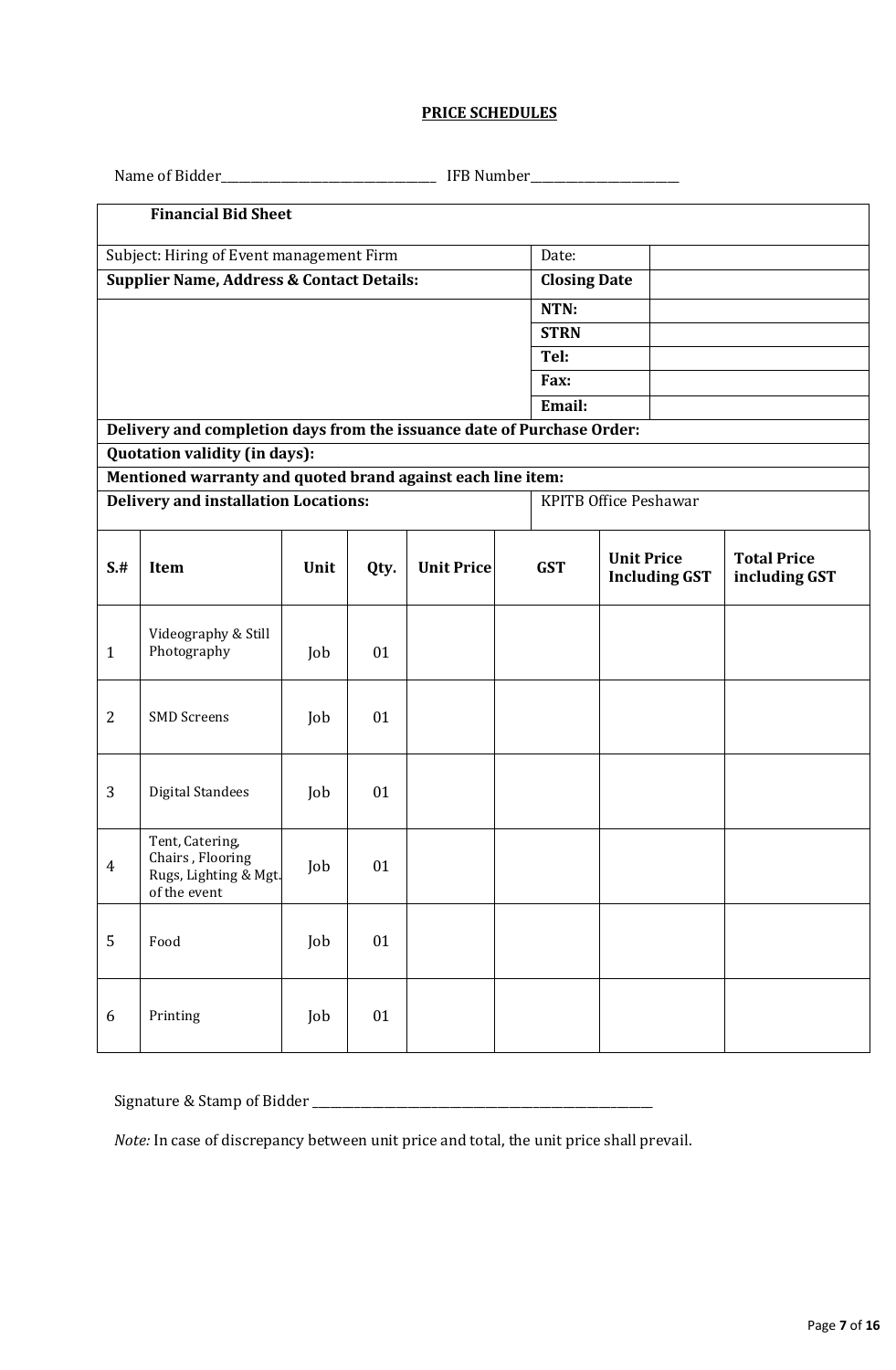**PRICE SCHEDULES**

Name of Bidder________________________________ IFB Number____________________

| **Financial Bid Sheet** | | |
|---|---|---|
| Subject: Hiring of Event management Firm | Date: | |
| **Supplier Name, Address & Contact Details:** | **Closing Date** | |
| | **NTN:** | |
| | **STRN** | |
| | **Tel:** | |
| | **Fax:** | |
| | **Email:** | |
| **Delivery and completion days from the issuance date of Purchase Order:** | | |
| **Quotation validity (in days):** | | |
| **Mentioned warranty and quoted brand against each line item:** | | |
| **Delivery and installation Locations:** | KPITB Office Peshawar | |

| **S.#** | **Item** | **Unit** | **Qty.** | **Unit Price** | **GST** | **Unit Price Including GST** | **Total Price including GST** |
|---|---|---|---|---|---|---|---|
| 1 | Videography & Still Photography | Job | 01 | | | | |
| 2 | SMD Screens | Job | 01 | | | | |
| 3 | Digital Standees | Job | 01 | | | | |
| 4 | Tent, Catering, Chairs , Flooring Rugs, Lighting & Mgt. of the event | Job | 01 | | | | |
| 5 | Food | Job | 01 | | | | |
| 6 | Printing | Job | 01 | | | | |

Signature & Stamp of Bidder ____________________________________________

*Note:* In case of discrepancy between unit price and total, the unit price shall prevail.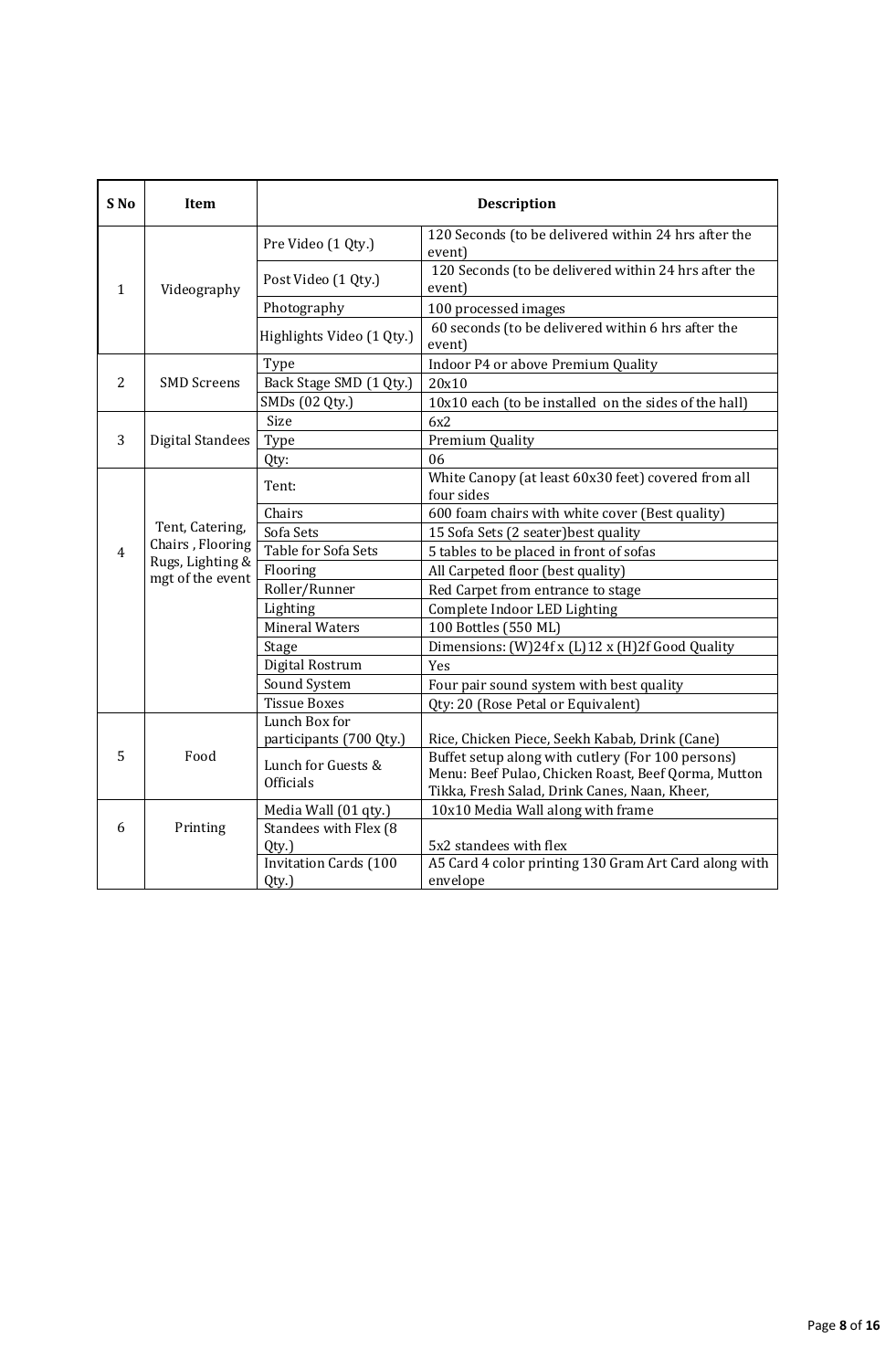| S No | Item | Description | |
|---|---|---|---|
| 1 | Videography | Pre Video (1 Qty.) | 120 Seconds (to be delivered within 24 hrs after the event) |
| | | Post Video (1 Qty.) | 120 Seconds (to be delivered within 24 hrs after the event) |
| | | Photography | 100 processed images |
| | | Highlights Video (1 Qty.) | 60 seconds (to be delivered within 6 hrs after the event) |
| 2 | SMD Screens | Type | Indoor P4 or above Premium Quality |
| | | Back Stage SMD (1 Qty.) | 20x10 |
| | | SMDs (02 Qty.) | 10x10 each (to be installed on the sides of the hall) |
| 3 | Digital Standees | Size | 6x2 |
| | | Type | Premium Quality |
| | | Qty: | 06 |
| 4 | Tent, Catering, Chairs , Flooring Rugs, Lighting & mgt of the event | Tent: | White Canopy (at least 60x30 feet) covered from all four sides |
| | | Chairs | 600 foam chairs with white cover (Best quality) |
| | | Sofa Sets | 15 Sofa Sets (2 seater)best quality |
| | | Table for Sofa Sets | 5 tables to be placed in front of sofas |
| | | Flooring | All Carpeted floor (best quality) |
| | | Roller/Runner | Red Carpet from entrance to stage |
| | | Lighting | Complete Indoor LED Lighting |
| | | Mineral Waters | 100 Bottles (550 ML) |
| | | Stage | Dimensions: (W)24f x (L)12 x (H)2f Good Quality |
| | | Digital Rostrum | Yes |
| | | Sound System | Four pair sound system with best quality |
| | | Tissue Boxes | Qty: 20 (Rose Petal or Equivalent) |
| 5 | Food | Lunch Box for participants (700 Qty.) | Rice, Chicken Piece, Seekh Kabab, Drink (Cane) |
| | | Lunch for Guests & Officials | Buffet setup along with cutlery (For 100 persons) Menu: Beef Pulao, Chicken Roast, Beef Qorma, Mutton Tikka, Fresh Salad, Drink Canes, Naan, Kheer, |
| 6 | Printing | Media Wall (01 qty.) | 10x10 Media Wall along with frame |
| | | Standees with Flex (8 Qty.) | 5x2 standees with flex |
| | | Invitation Cards (100 Qty.) | A5 Card 4 color printing 130 Gram Art Card along with envelope |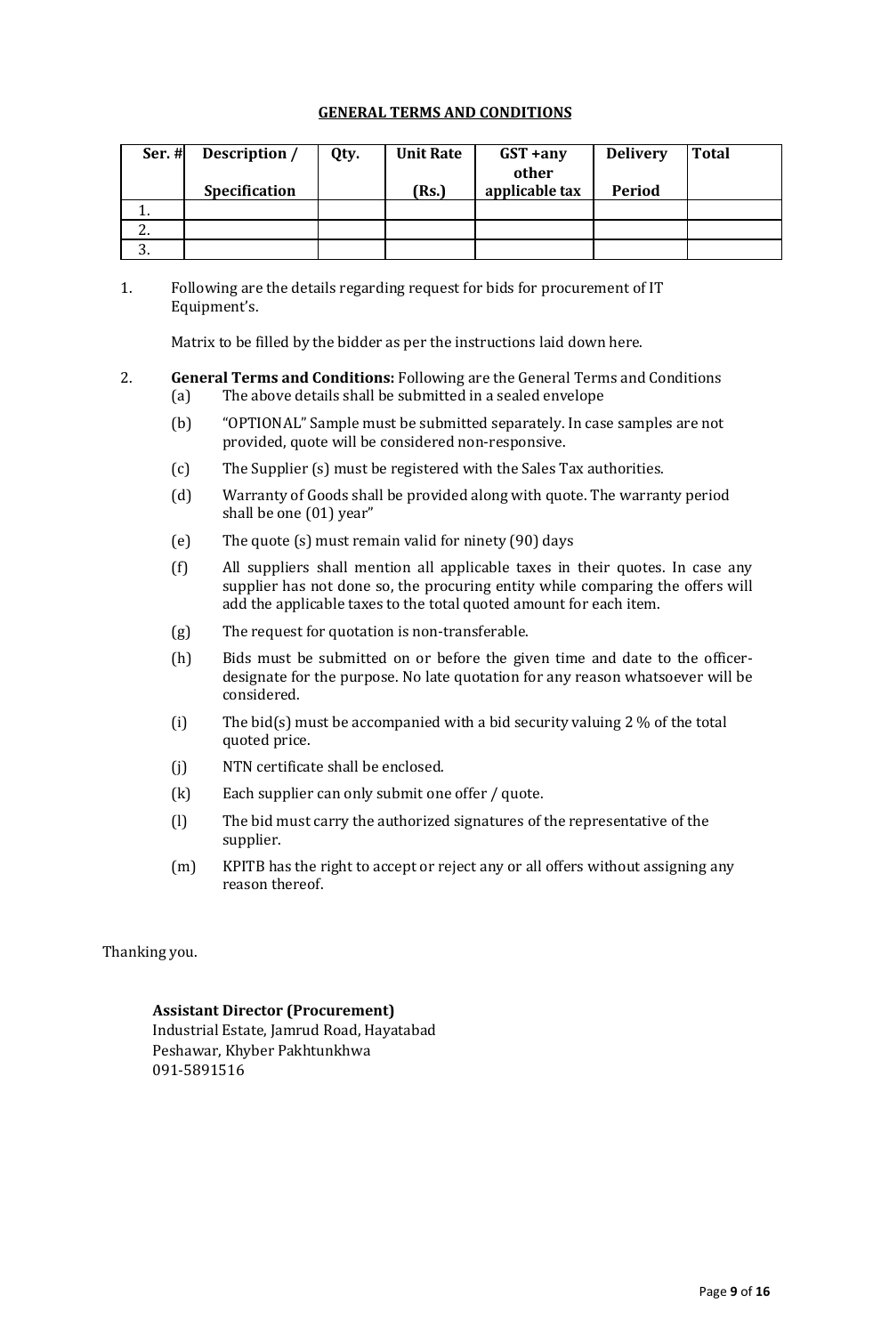## GENERAL TERMS AND CONDITIONS

| Ser. # | Description / Specification | Qty. | Unit Rate (Rs.) | GST +any other applicable tax | Delivery Period | Total |
|---|---|---|---|---|---|---|
| 1. | | | | | | |
| 2. | | | | | | |
| 3. | | | | | | |

1. Following are the details regarding request for bids for procurement of IT Equipment's.

   Matrix to be filled by the bidder as per the instructions laid down here.

2. **General Terms and Conditions:** Following are the General Terms and Conditions
   - (a) The above details shall be submitted in a sealed envelope
   - (b) "OPTIONAL" Sample must be submitted separately. In case samples are not provided, quote will be considered non-responsive.
   - (c) The Supplier (s) must be registered with the Sales Tax authorities.
   - (d) Warranty of Goods shall be provided along with quote. The warranty period shall be one (01) year"
   - (e) The quote (s) must remain valid for ninety (90) days
   - (f) All suppliers shall mention all applicable taxes in their quotes. In case any supplier has not done so, the procuring entity while comparing the offers will add the applicable taxes to the total quoted amount for each item.
   - (g) The request for quotation is non-transferable.
   - (h) Bids must be submitted on or before the given time and date to the officer-designate for the purpose. No late quotation for any reason whatsoever will be considered.
   - (i) The bid(s) must be accompanied with a bid security valuing 2 % of the total quoted price.
   - (j) NTN certificate shall be enclosed.
   - (k) Each supplier can only submit one offer / quote.
   - (l) The bid must carry the authorized signatures of the representative of the supplier.
   - (m) KPITB has the right to accept or reject any or all offers without assigning any reason thereof.

Thanking you.

**Assistant Director (Procurement)**
Industrial Estate, Jamrud Road, Hayatabad
Peshawar, Khyber Pakhtunkhwa
091-5891516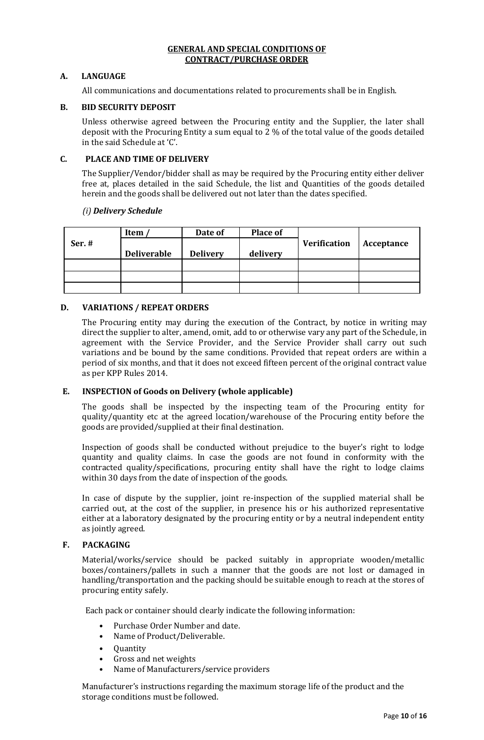## GENERAL AND SPECIAL CONDITIONS OF CONTRACT/PURCHASE ORDER

### A. LANGUAGE

All communications and documentations related to procurements shall be in English.

### B. BID SECURITY DEPOSIT

Unless otherwise agreed between the Procuring entity and the Supplier, the later shall deposit with the Procuring Entity a sum equal to 2 % of the total value of the goods detailed in the said Schedule at 'C'.

### C. PLACE AND TIME OF DELIVERY

The Supplier/Vendor/bidder shall as may be required by the Procuring entity either deliver free at, places detailed in the said Schedule, the list and Quantities of the goods detailed herein and the goods shall be delivered out not later than the dates specified.

*(i)* ***Delivery Schedule***

| Ser. # | Item / Deliverable | Date of Delivery | Place of delivery | Verification | Acceptance |
|---|---|---|---|---|---|
| | | | | | |
| | | | | | |
| | | | | | |

### D. VARIATIONS / REPEAT ORDERS

The Procuring entity may during the execution of the Contract, by notice in writing may direct the supplier to alter, amend, omit, add to or otherwise vary any part of the Schedule, in agreement with the Service Provider, and the Service Provider shall carry out such variations and be bound by the same conditions. Provided that repeat orders are within a period of six months, and that it does not exceed fifteen percent of the original contract value as per KPP Rules 2014.

### E. INSPECTION of Goods on Delivery (whole applicable)

The goods shall be inspected by the inspecting team of the Procuring entity for quality/quantity etc at the agreed location/warehouse of the Procuring entity before the goods are provided/supplied at their final destination.

Inspection of goods shall be conducted without prejudice to the buyer's right to lodge quantity and quality claims. In case the goods are not found in conformity with the contracted quality/specifications, procuring entity shall have the right to lodge claims within 30 days from the date of inspection of the goods.

In case of dispute by the supplier, joint re-inspection of the supplied material shall be carried out, at the cost of the supplier, in presence his or his authorized representative either at a laboratory designated by the procuring entity or by a neutral independent entity as jointly agreed.

### F. PACKAGING

Material/works/service should be packed suitably in appropriate wooden/metallic boxes/containers/pallets in such a manner that the goods are not lost or damaged in handling/transportation and the packing should be suitable enough to reach at the stores of procuring entity safely.

Each pack or container should clearly indicate the following information:

- Purchase Order Number and date.
- Name of Product/Deliverable.
- Quantity
- Gross and net weights
- Name of Manufacturers/service providers

Manufacturer's instructions regarding the maximum storage life of the product and the storage conditions must be followed.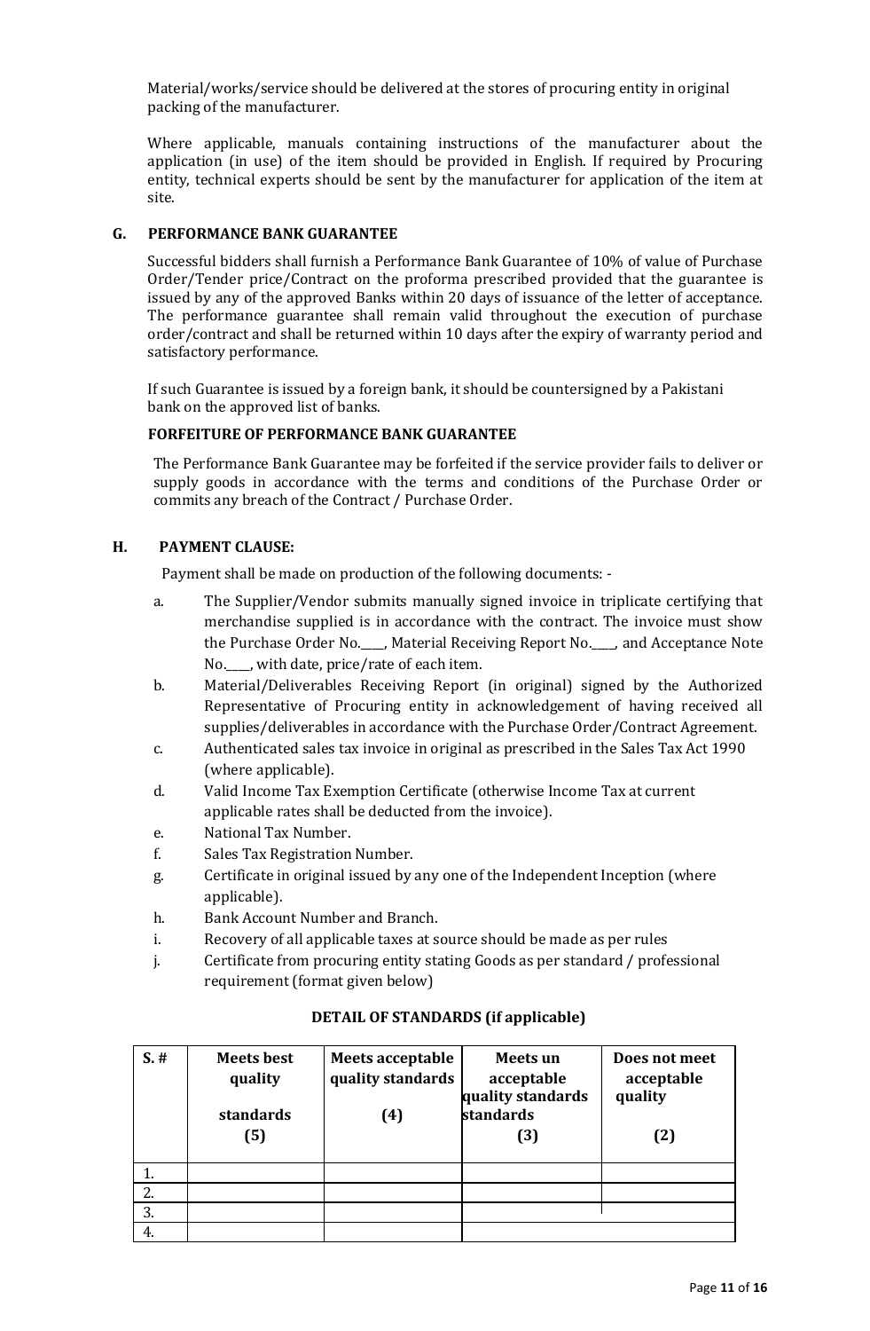Material/works/service should be delivered at the stores of procuring entity in original packing of the manufacturer.

Where applicable, manuals containing instructions of the manufacturer about the application (in use) of the item should be provided in English. If required by Procuring entity, technical experts should be sent by the manufacturer for application of the item at site.

## G. PERFORMANCE BANK GUARANTEE

Successful bidders shall furnish a Performance Bank Guarantee of 10% of value of Purchase Order/Tender price/Contract on the proforma prescribed provided that the guarantee is issued by any of the approved Banks within 20 days of issuance of the letter of acceptance. The performance guarantee shall remain valid throughout the execution of purchase order/contract and shall be returned within 10 days after the expiry of warranty period and satisfactory performance.

If such Guarantee is issued by a foreign bank, it should be countersigned by a Pakistani bank on the approved list of banks.

### FORFEITURE OF PERFORMANCE BANK GUARANTEE

The Performance Bank Guarantee may be forfeited if the service provider fails to deliver or supply goods in accordance with the terms and conditions of the Purchase Order or commits any breach of the Contract / Purchase Order.

## H. PAYMENT CLAUSE:

Payment shall be made on production of the following documents: -

a. The Supplier/Vendor submits manually signed invoice in triplicate certifying that merchandise supplied is in accordance with the contract. The invoice must show the Purchase Order No.____, Material Receiving Report No.____, and Acceptance Note No.____, with date, price/rate of each item.

b. Material/Deliverables Receiving Report (in original) signed by the Authorized Representative of Procuring entity in acknowledgement of having received all supplies/deliverables in accordance with the Purchase Order/Contract Agreement.

c. Authenticated sales tax invoice in original as prescribed in the Sales Tax Act 1990 (where applicable).

d. Valid Income Tax Exemption Certificate (otherwise Income Tax at current applicable rates shall be deducted from the invoice).

e. National Tax Number.

f. Sales Tax Registration Number.

g. Certificate in original issued by any one of the Independent Inception (where applicable).

h. Bank Account Number and Branch.

i. Recovery of all applicable taxes at source should be made as per rules

j. Certificate from procuring entity stating Goods as per standard / professional requirement (format given below)

### DETAIL OF STANDARDS (if applicable)

| S. # | Meets best quality standards (5) | Meets acceptable quality standards (4) | Meets un acceptable quality standards (3) | Does not meet acceptable quality (2) |
|---|---|---|---|---|
| 1. | | | | |
| 2. | | | | |
| 3. | | | | |
| 4. | | | | |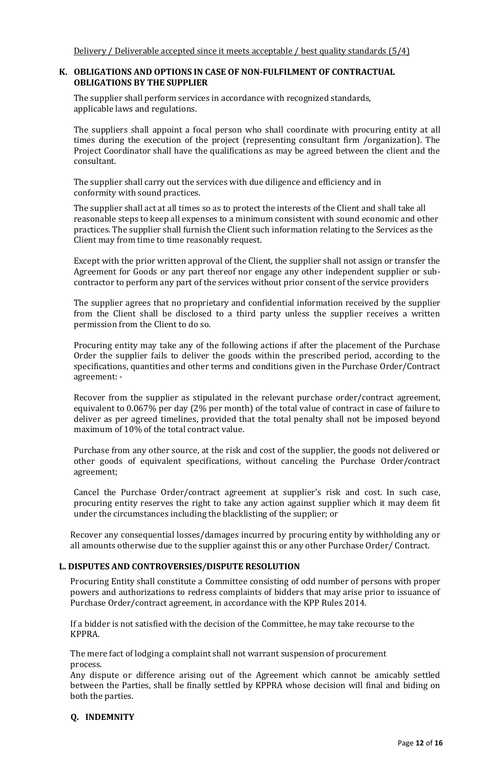<u>Delivery / Deliverable accepted since it meets acceptable / best quality standards (5/4)</u>

### K. OBLIGATIONS AND OPTIONS IN CASE OF NON-FULFILMENT OF CONTRACTUAL OBLIGATIONS BY THE SUPPLIER

The supplier shall perform services in accordance with recognized standards, applicable laws and regulations.

The suppliers shall appoint a focal person who shall coordinate with procuring entity at all times during the execution of the project (representing consultant firm /organization). The Project Coordinator shall have the qualifications as may be agreed between the client and the consultant.

The supplier shall carry out the services with due diligence and efficiency and in conformity with sound practices.

The supplier shall act at all times so as to protect the interests of the Client and shall take all reasonable steps to keep all expenses to a minimum consistent with sound economic and other practices. The supplier shall furnish the Client such information relating to the Services as the Client may from time to time reasonably request.

Except with the prior written approval of the Client, the supplier shall not assign or transfer the Agreement for Goods or any part thereof nor engage any other independent supplier or sub-contractor to perform any part of the services without prior consent of the service providers

The supplier agrees that no proprietary and confidential information received by the supplier from the Client shall be disclosed to a third party unless the supplier receives a written permission from the Client to do so.

Procuring entity may take any of the following actions if after the placement of the Purchase Order the supplier fails to deliver the goods within the prescribed period, according to the specifications, quantities and other terms and conditions given in the Purchase Order/Contract agreement: -

Recover from the supplier as stipulated in the relevant purchase order/contract agreement, equivalent to 0.067% per day (2% per month) of the total value of contract in case of failure to deliver as per agreed timelines, provided that the total penalty shall not be imposed beyond maximum of 10% of the total contract value.

Purchase from any other source, at the risk and cost of the supplier, the goods not delivered or other goods of equivalent specifications, without canceling the Purchase Order/contract agreement;

Cancel the Purchase Order/contract agreement at supplier's risk and cost. In such case, procuring entity reserves the right to take any action against supplier which it may deem fit under the circumstances including the blacklisting of the supplier; or

Recover any consequential losses/damages incurred by procuring entity by withholding any or all amounts otherwise due to the supplier against this or any other Purchase Order/ Contract.

### L. DISPUTES AND CONTROVERSIES/DISPUTE RESOLUTION

Procuring Entity shall constitute a Committee consisting of odd number of persons with proper powers and authorizations to redress complaints of bidders that may arise prior to issuance of Purchase Order/contract agreement, in accordance with the KPP Rules 2014.

If a bidder is not satisfied with the decision of the Committee, he may take recourse to the KPPRA.

The mere fact of lodging a complaint shall not warrant suspension of procurement process.

Any dispute or difference arising out of the Agreement which cannot be amicably settled between the Parties, shall be finally settled by KPPRA whose decision will final and biding on both the parties.

### Q. INDEMNITY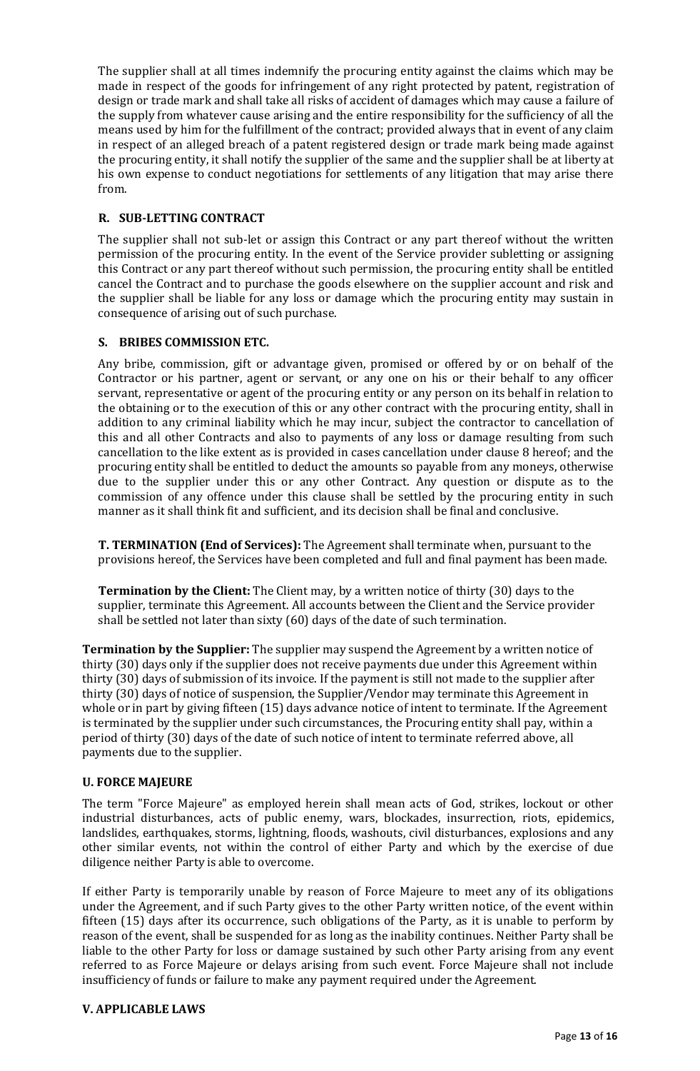The supplier shall at all times indemnify the procuring entity against the claims which may be made in respect of the goods for infringement of any right protected by patent, registration of design or trade mark and shall take all risks of accident of damages which may cause a failure of the supply from whatever cause arising and the entire responsibility for the sufficiency of all the means used by him for the fulfillment of the contract; provided always that in event of any claim in respect of an alleged breach of a patent registered design or trade mark being made against the procuring entity, it shall notify the supplier of the same and the supplier shall be at liberty at his own expense to conduct negotiations for settlements of any litigation that may arise there from.

### R. SUB-LETTING CONTRACT

The supplier shall not sub-let or assign this Contract or any part thereof without the written permission of the procuring entity. In the event of the Service provider subletting or assigning this Contract or any part thereof without such permission, the procuring entity shall be entitled cancel the Contract and to purchase the goods elsewhere on the supplier account and risk and the supplier shall be liable for any loss or damage which the procuring entity may sustain in consequence of arising out of such purchase.

### S. BRIBES COMMISSION ETC.

Any bribe, commission, gift or advantage given, promised or offered by or on behalf of the Contractor or his partner, agent or servant, or any one on his or their behalf to any officer servant, representative or agent of the procuring entity or any person on its behalf in relation to the obtaining or to the execution of this or any other contract with the procuring entity, shall in addition to any criminal liability which he may incur, subject the contractor to cancellation of this and all other Contracts and also to payments of any loss or damage resulting from such cancellation to the like extent as is provided in cases cancellation under clause 8 hereof; and the procuring entity shall be entitled to deduct the amounts so payable from any moneys, otherwise due to the supplier under this or any other Contract. Any question or dispute as to the commission of any offence under this clause shall be settled by the procuring entity in such manner as it shall think fit and sufficient, and its decision shall be final and conclusive.

**T. TERMINATION (End of Services):** The Agreement shall terminate when, pursuant to the provisions hereof, the Services have been completed and full and final payment has been made.

**Termination by the Client:** The Client may, by a written notice of thirty (30) days to the supplier, terminate this Agreement. All accounts between the Client and the Service provider shall be settled not later than sixty (60) days of the date of such termination.

**Termination by the Supplier:** The supplier may suspend the Agreement by a written notice of thirty (30) days only if the supplier does not receive payments due under this Agreement within thirty (30) days of submission of its invoice. If the payment is still not made to the supplier after thirty (30) days of notice of suspension, the Supplier/Vendor may terminate this Agreement in whole or in part by giving fifteen (15) days advance notice of intent to terminate. If the Agreement is terminated by the supplier under such circumstances, the Procuring entity shall pay, within a period of thirty (30) days of the date of such notice of intent to terminate referred above, all payments due to the supplier.

### U. FORCE MAJEURE

The term "Force Majeure" as employed herein shall mean acts of God, strikes, lockout or other industrial disturbances, acts of public enemy, wars, blockades, insurrection, riots, epidemics, landslides, earthquakes, storms, lightning, floods, washouts, civil disturbances, explosions and any other similar events, not within the control of either Party and which by the exercise of due diligence neither Party is able to overcome.

If either Party is temporarily unable by reason of Force Majeure to meet any of its obligations under the Agreement, and if such Party gives to the other Party written notice, of the event within fifteen (15) days after its occurrence, such obligations of the Party, as it is unable to perform by reason of the event, shall be suspended for as long as the inability continues. Neither Party shall be liable to the other Party for loss or damage sustained by such other Party arising from any event referred to as Force Majeure or delays arising from such event. Force Majeure shall not include insufficiency of funds or failure to make any payment required under the Agreement.

### V. APPLICABLE LAWS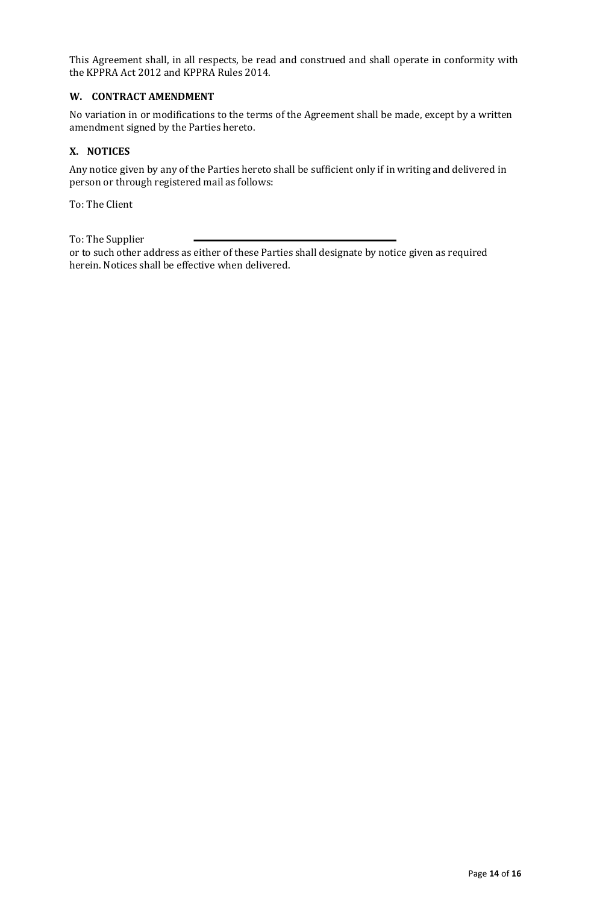This Agreement shall, in all respects, be read and construed and shall operate in conformity with the KPPRA Act 2012 and KPPRA Rules 2014.

### W. CONTRACT AMENDMENT

No variation in or modifications to the terms of the Agreement shall be made, except by a written amendment signed by the Parties hereto.

### X. NOTICES

Any notice given by any of the Parties hereto shall be sufficient only if in writing and delivered in person or through registered mail as follows:

To: The Client

To: The Supplier ______________________________

or to such other address as either of these Parties shall designate by notice given as required herein. Notices shall be effective when delivered.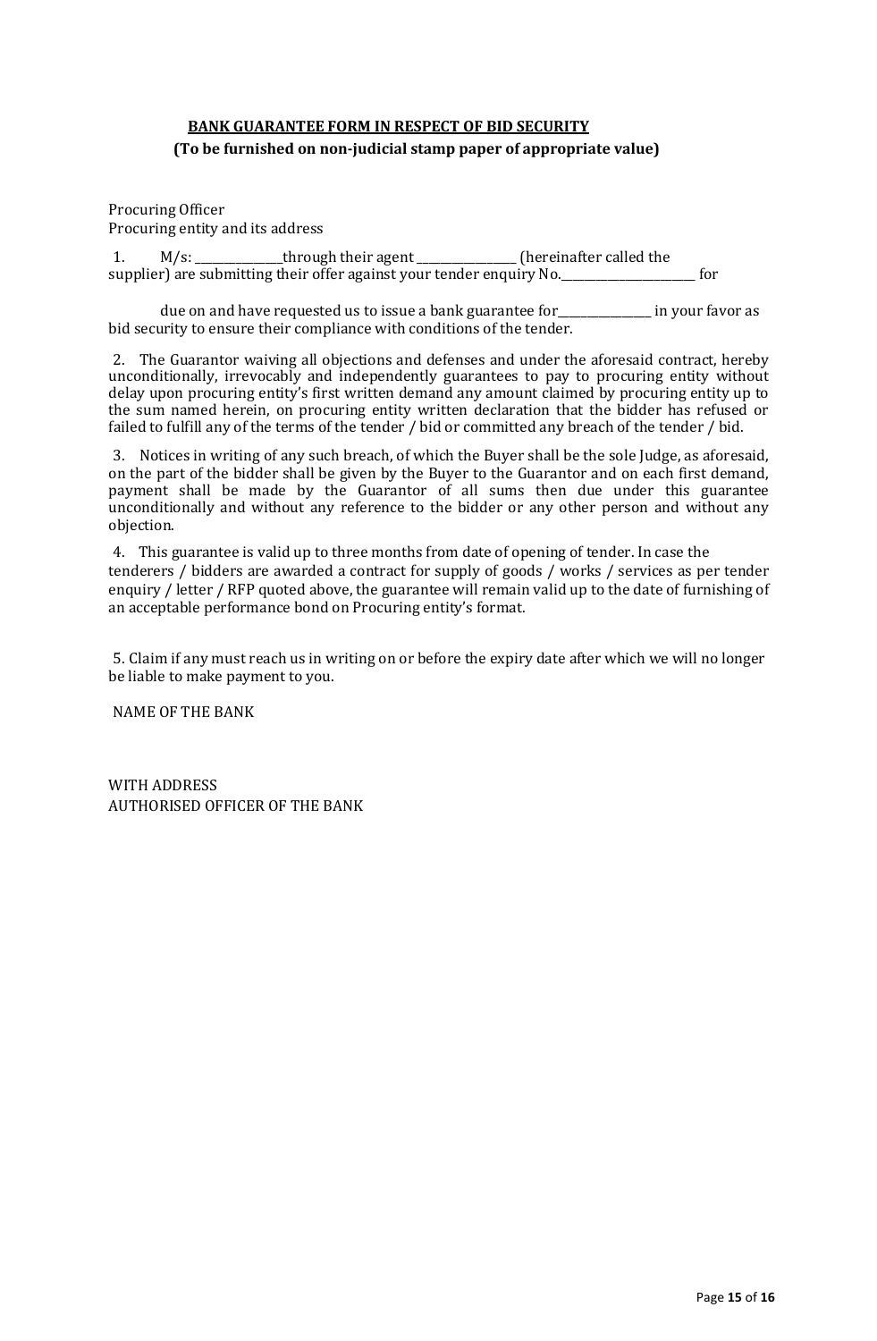**BANK GUARANTEE FORM IN RESPECT OF BID SECURITY**

**(To be furnished on non-judicial stamp paper of appropriate value)**

Procuring Officer
Procuring entity and its address

1. M/s: _______________through their agent _________________ (hereinafter called the supplier) are submitting their offer against your tender enquiry No.________________________ for

due on and have requested us to issue a bank guarantee for________________ in your favor as bid security to ensure their compliance with conditions of the tender.

2. The Guarantor waiving all objections and defenses and under the aforesaid contract, hereby unconditionally, irrevocably and independently guarantees to pay to procuring entity without delay upon procuring entity's first written demand any amount claimed by procuring entity up to the sum named herein, on procuring entity written declaration that the bidder has refused or failed to fulfill any of the terms of the tender / bid or committed any breach of the tender / bid.

3. Notices in writing of any such breach, of which the Buyer shall be the sole Judge, as aforesaid, on the part of the bidder shall be given by the Buyer to the Guarantor and on each first demand, payment shall be made by the Guarantor of all sums then due under this guarantee unconditionally and without any reference to the bidder or any other person and without any objection.

4. This guarantee is valid up to three months from date of opening of tender. In case the tenderers / bidders are awarded a contract for supply of goods / works / services as per tender enquiry / letter / RFP quoted above, the guarantee will remain valid up to the date of furnishing of an acceptable performance bond on Procuring entity's format.

5. Claim if any must reach us in writing on or before the expiry date after which we will no longer be liable to make payment to you.

NAME OF THE BANK

WITH ADDRESS
AUTHORISED OFFICER OF THE BANK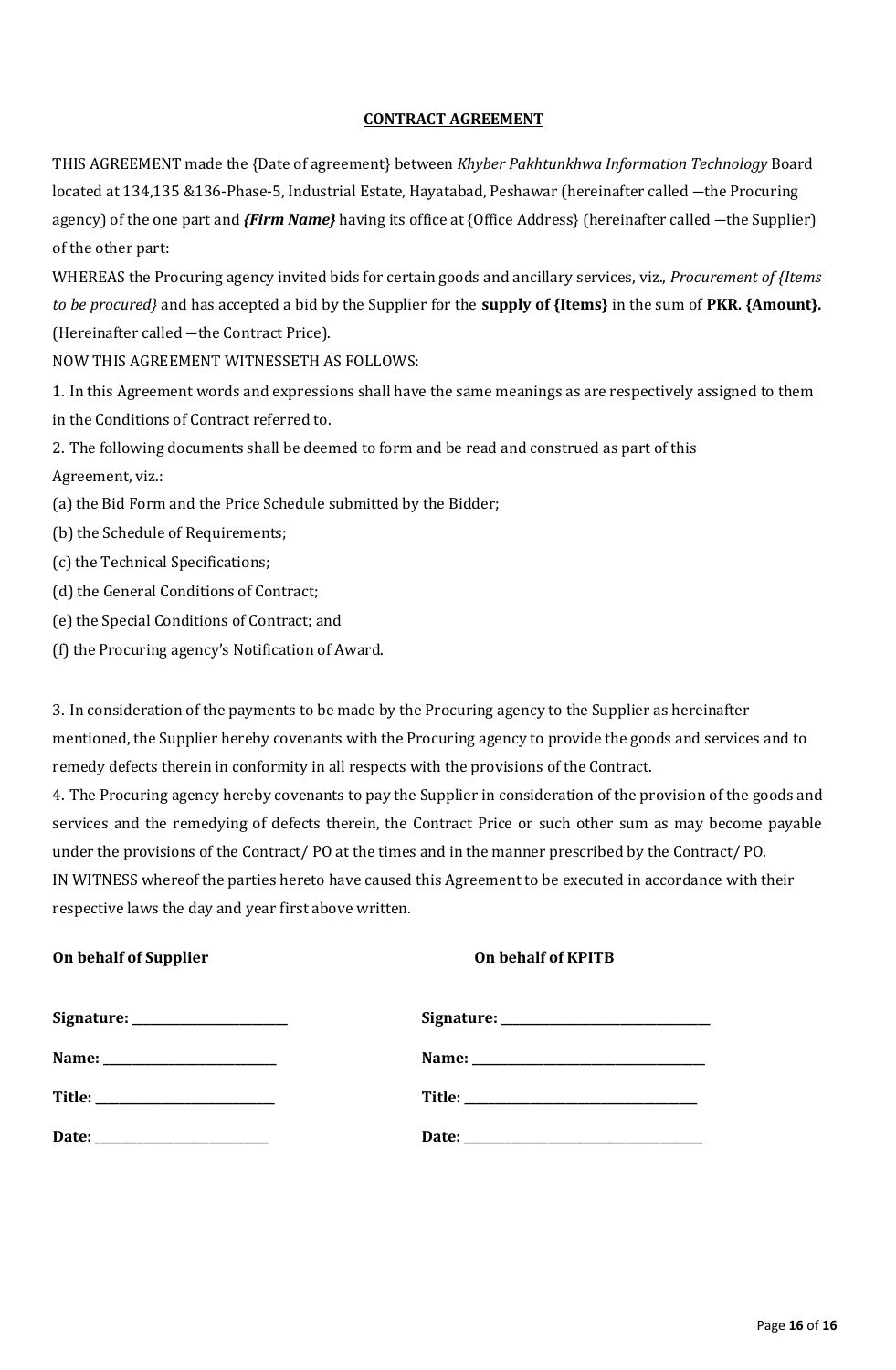## CONTRACT AGREEMENT

THIS AGREEMENT made the {Date of agreement} between *Khyber Pakhtunkhwa Information Technology* Board located at 134,135 &136-Phase-5, Industrial Estate, Hayatabad, Peshawar (hereinafter called —the Procuring agency) of the one part and ***{Firm Name}*** having its office at {Office Address} (hereinafter called —the Supplier) of the other part:

WHEREAS the Procuring agency invited bids for certain goods and ancillary services, viz., *Procurement of {Items to be procured}* and has accepted a bid by the Supplier for the **supply of {Items}** in the sum of **PKR. {Amount}.** (Hereinafter called —the Contract Price).

NOW THIS AGREEMENT WITNESSETH AS FOLLOWS:

1. In this Agreement words and expressions shall have the same meanings as are respectively assigned to them in the Conditions of Contract referred to.

2. The following documents shall be deemed to form and be read and construed as part of this Agreement, viz.:

(a) the Bid Form and the Price Schedule submitted by the Bidder;

(b) the Schedule of Requirements;

(c) the Technical Specifications;

(d) the General Conditions of Contract;

(e) the Special Conditions of Contract; and

(f) the Procuring agency's Notification of Award.

3. In consideration of the payments to be made by the Procuring agency to the Supplier as hereinafter mentioned, the Supplier hereby covenants with the Procuring agency to provide the goods and services and to remedy defects therein in conformity in all respects with the provisions of the Contract.

4. The Procuring agency hereby covenants to pay the Supplier in consideration of the provision of the goods and services and the remedying of defects therein, the Contract Price or such other sum as may become payable under the provisions of the Contract/ PO at the times and in the manner prescribed by the Contract/ PO.

IN WITNESS whereof the parties hereto have caused this Agreement to be executed in accordance with their respective laws the day and year first above written.

| **On behalf of Supplier** | **On behalf of KPITB** |
| --- | --- |
| **Signature: ____________________** | **Signature: ____________________** |
| **Name: ____________________** | **Name: ____________________** |
| **Title: ____________________** | **Title: ____________________** |
| **Date: ____________________** | **Date: ____________________** |